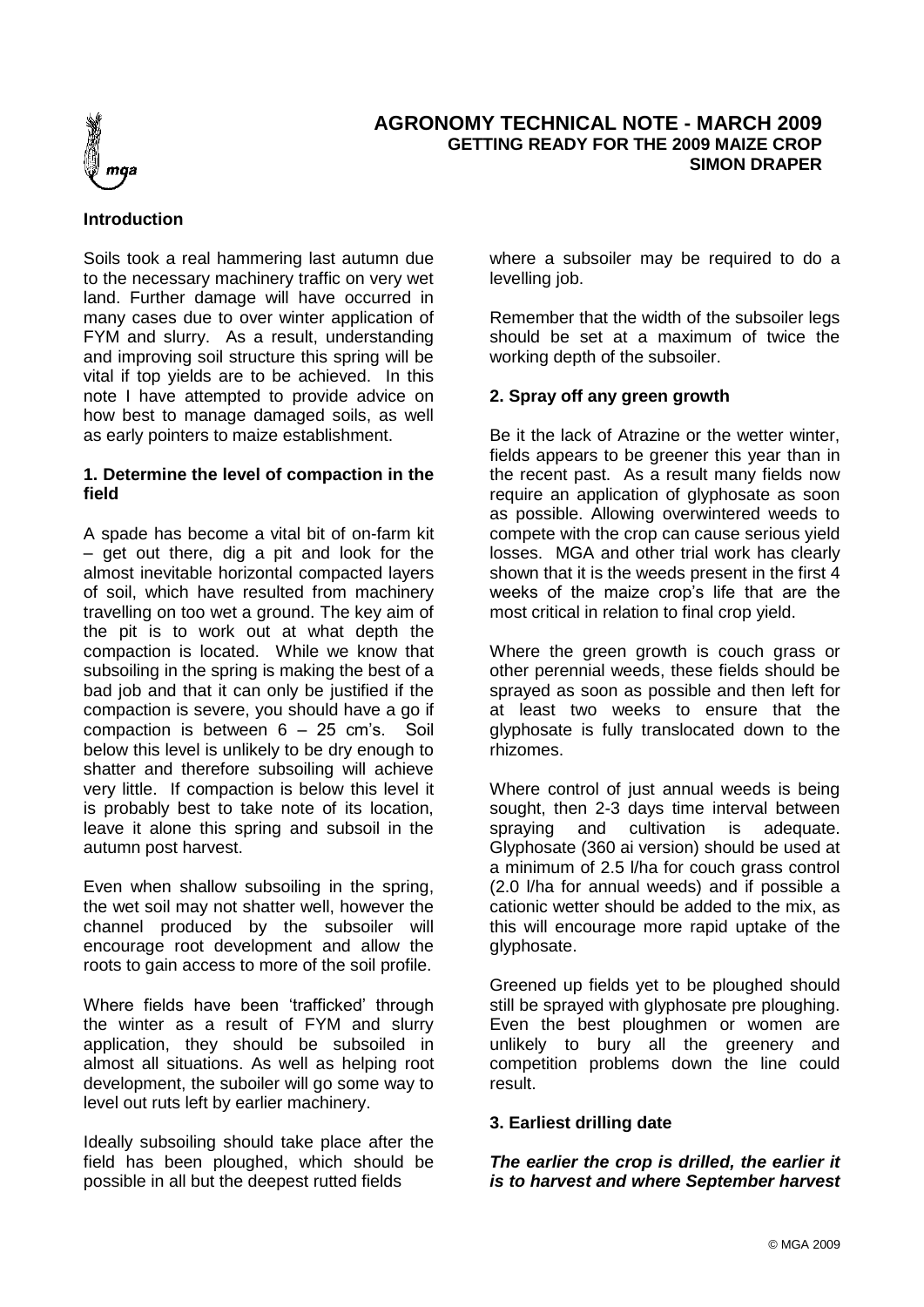# AGRONOMY TECHNICAL NOTE - MARCH 2009

## GETTING READY FOR THE 2009 MAIZE CROP

### SIMON DRAPER

**Introduction**

Soils took a real hammering last autumn due to the necessary machinery traffic on very wet land. Further damage will have occurred in many cases due to over winter application of FYM and slurry. As a result, understanding and improving soil structure this spring will be vital if top yields are to be achieved. In this note I have attempted to provide advice on how best to manage damaged soils, as well as early pointers to maize establishment.

**1. Determine the level of compaction in the field**

A spade has become a vital bit of on-farm kit – get out there, dig a pit and look for the almost inevitable horizontal compacted layers of soil, which have resulted from machinery travelling on too wet a ground. The key aim of the pit is to work out at what depth the compaction is located. While we know that subsoiling in the spring is making the best of a bad job and that it can only be justified if the compaction is severe, you should have a go if compaction is between 6 – 25 cm's. Soil below this level is unlikely to be dry enough to shatter and therefore subsoiling will achieve very little. If compaction is below this level it is probably best to take note of its location, leave it alone this spring and subsoil in the autumn post harvest.

Even when shallow subsoiling in the spring, the wet soil may not shatter well, however the channel produced by the subsoiler will encourage root development and allow the roots to gain access to more of the soil profile.

Where fields have been 'trafficked' through the winter as a result of FYM and slurry application, they should be subsoiled in almost all situations. As well as helping root development, the suboiler will go some way to level out ruts left by earlier machinery.

Ideally subsoiling should take place after the field has been ploughed, which should be possible in all but the deepest rutted fields where a subsoiler may be required to do a levelling job.

Remember that the width of the subsoiler legs should be set at a maximum of twice the working depth of the subsoiler.

**2. Spray off any green growth**

Be it the lack of Atrazine or the wetter winter, fields appears to be greener this year than in the recent past. As a result many fields now require an application of glyphosate as soon as possible. Allowing overwintered weeds to compete with the crop can cause serious yield losses. MGA and other trial work has clearly shown that it is the weeds present in the first 4 weeks of the maize crop's life that are the most critical in relation to final crop yield.

Where the green growth is couch grass or other perennial weeds, these fields should be sprayed as soon as possible and then left for at least two weeks to ensure that the glyphosate is fully translocated down to the rhizomes.

Where control of just annual weeds is being sought, then 2-3 days time interval between spraying and cultivation is adequate. Glyphosate (360 ai version) should be used at a minimum of 2.5 l/ha for couch grass control (2.0 l/ha for annual weeds) and if possible a cationic wetter should be added to the mix, as this will encourage more rapid uptake of the glyphosate.

Greened up fields yet to be ploughed should still be sprayed with glyphosate pre ploughing. Even the best ploughmen or women are unlikely to bury all the greenery and competition problems down the line could result.

**3. Earliest drilling date**

***The earlier the crop is drilled, the earlier it is to harvest and where September harvest***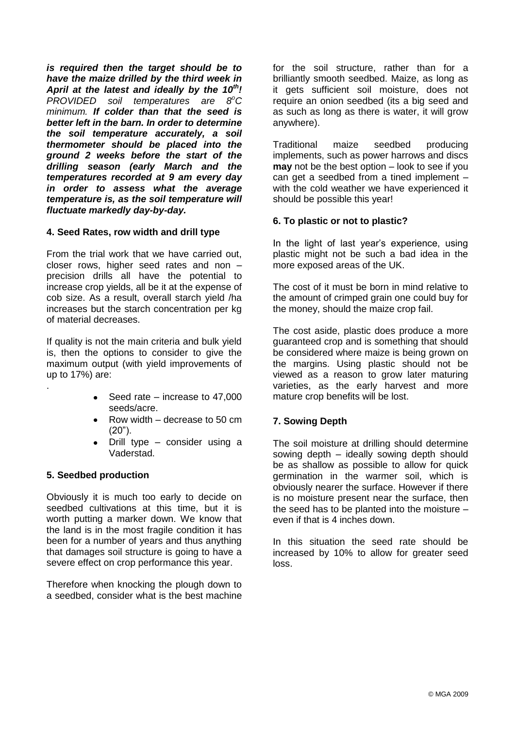***is required then the target should be to have the maize drilled by the third week in April at the latest and ideally by the 10th!*** *PROVIDED soil temperatures are 8°C minimum.* ***If colder than that the seed is better left in the barn. In order to determine the soil temperature accurately, a soil thermometer should be placed into the ground 2 weeks before the start of the drilling season (early March and the temperatures recorded at 9 am every day in order to assess what the average temperature is, as the soil temperature will fluctuate markedly day-by-day.***

### 4. Seed Rates, row width and drill type

From the trial work that we have carried out, closer rows, higher seed rates and non – precision drills all have the potential to increase crop yields, all be it at the expense of cob size. As a result, overall starch yield /ha increases but the starch concentration per kg of material decreases.

If quality is not the main criteria and bulk yield is, then the options to consider to give the maximum output (with yield improvements of up to 17%) are:

.

- Seed rate – increase to 47,000 seeds/acre.
- Row width – decrease to 50 cm (20").
- Drill type – consider using a Vaderstad.

### 5. Seedbed production

Obviously it is much too early to decide on seedbed cultivations at this time, but it is worth putting a marker down. We know that the land is in the most fragile condition it has been for a number of years and thus anything that damages soil structure is going to have a severe effect on crop performance this year.

Therefore when knocking the plough down to a seedbed, consider what is the best machine for the soil structure, rather than for a brilliantly smooth seedbed. Maize, as long as it gets sufficient soil moisture, does not require an onion seedbed (its a big seed and as such as long as there is water, it will grow anywhere).

Traditional maize seedbed producing implements, such as power harrows and discs **may** not be the best option – look to see if you can get a seedbed from a tined implement – with the cold weather we have experienced it should be possible this year!

### 6. To plastic or not to plastic?

In the light of last year's experience, using plastic might not be such a bad idea in the more exposed areas of the UK.

The cost of it must be born in mind relative to the amount of crimped grain one could buy for the money, should the maize crop fail.

The cost aside, plastic does produce a more guaranteed crop and is something that should be considered where maize is being grown on the margins. Using plastic should not be viewed as a reason to grow later maturing varieties, as the early harvest and more mature crop benefits will be lost.

### 7. Sowing Depth

The soil moisture at drilling should determine sowing depth – ideally sowing depth should be as shallow as possible to allow for quick germination in the warmer soil, which is obviously nearer the surface. However if there is no moisture present near the surface, then the seed has to be planted into the moisture – even if that is 4 inches down.

In this situation the seed rate should be increased by 10% to allow for greater seed loss.

© MGA 2009